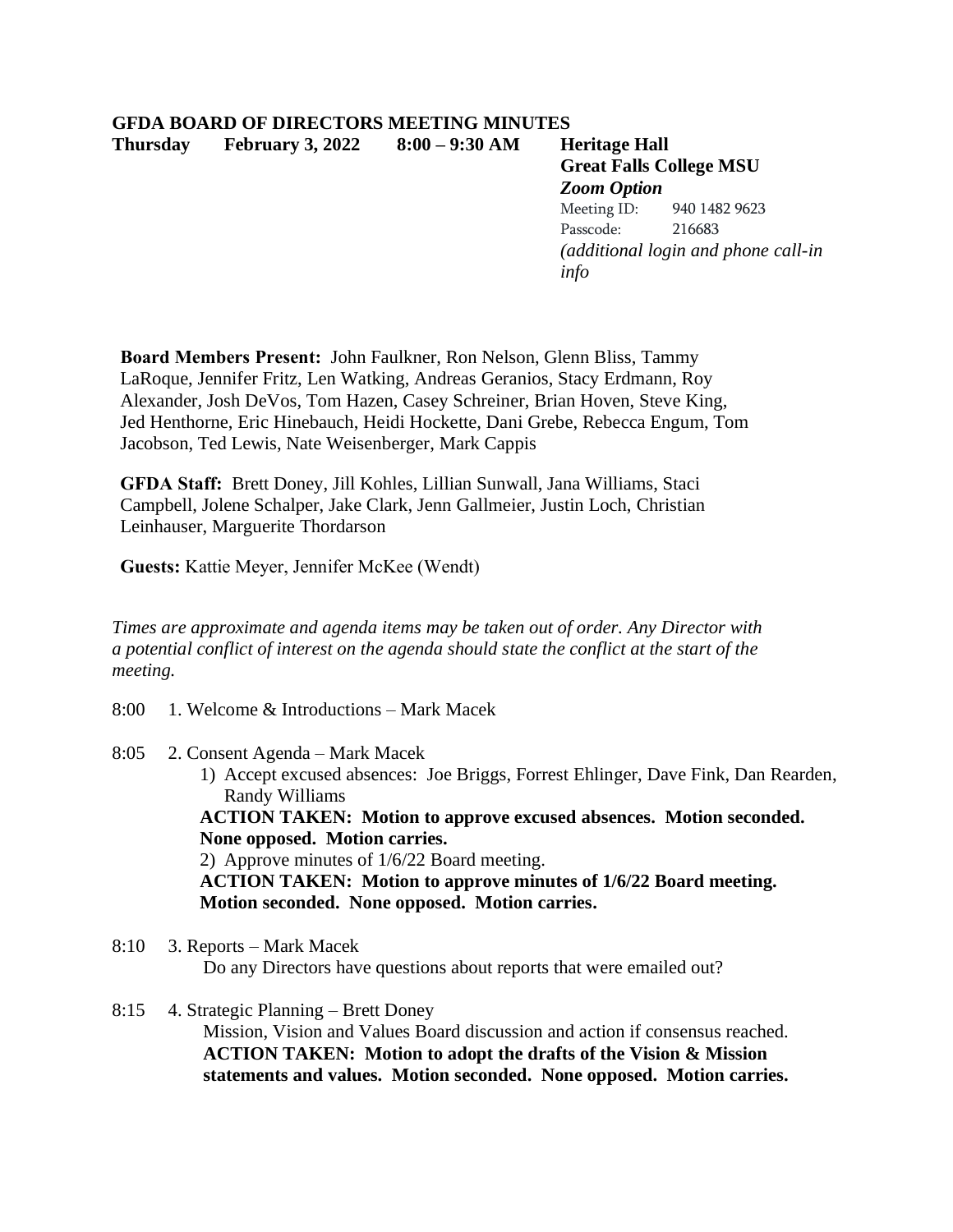# GFDA BOARD OF DIRECTORS MEETING MINUTES

**Thursday February 3, 2022 8:00 – 9:30 AM**

**Heritage Hall**
**Great Falls College MSU**
***Zoom Option***
Meeting ID: 940 1482 9623
Passcode: 216683
*(additional login and phone call-in info*

**Board Members Present:** John Faulkner, Ron Nelson, Glenn Bliss, Tammy LaRoque, Jennifer Fritz, Len Watking, Andreas Geranios, Stacy Erdmann, Roy Alexander, Josh DeVos, Tom Hazen, Casey Schreiner, Brian Hoven, Steve King, Jed Henthorne, Eric Hinebauch, Heidi Hockette, Dani Grebe, Rebecca Engum, Tom Jacobson, Ted Lewis, Nate Weisenberger, Mark Cappis

**GFDA Staff:** Brett Doney, Jill Kohles, Lillian Sunwall, Jana Williams, Staci Campbell, Jolene Schalper, Jake Clark, Jenn Gallmeier, Justin Loch, Christian Leinhauser, Marguerite Thordarson

**Guests:** Kattie Meyer, Jennifer McKee (Wendt)

*Times are approximate and agenda items may be taken out of order. Any Director with a potential conflict of interest on the agenda should state the conflict at the start of the meeting.*

8:00 1. Welcome & Introductions – Mark Macek

8:05 2. Consent Agenda – Mark Macek

1) Accept excused absences: Joe Briggs, Forrest Ehlinger, Dave Fink, Dan Rearden, Randy Williams

**ACTION TAKEN: Motion to approve excused absences. Motion seconded. None opposed. Motion carries.**

2) Approve minutes of 1/6/22 Board meeting.

**ACTION TAKEN: Motion to approve minutes of 1/6/22 Board meeting. Motion seconded. None opposed. Motion carries.**

8:10 3. Reports – Mark Macek

Do any Directors have questions about reports that were emailed out?

8:15 4. Strategic Planning – Brett Doney

Mission, Vision and Values Board discussion and action if consensus reached.

**ACTION TAKEN: Motion to adopt the drafts of the Vision & Mission statements and values. Motion seconded. None opposed. Motion carries.**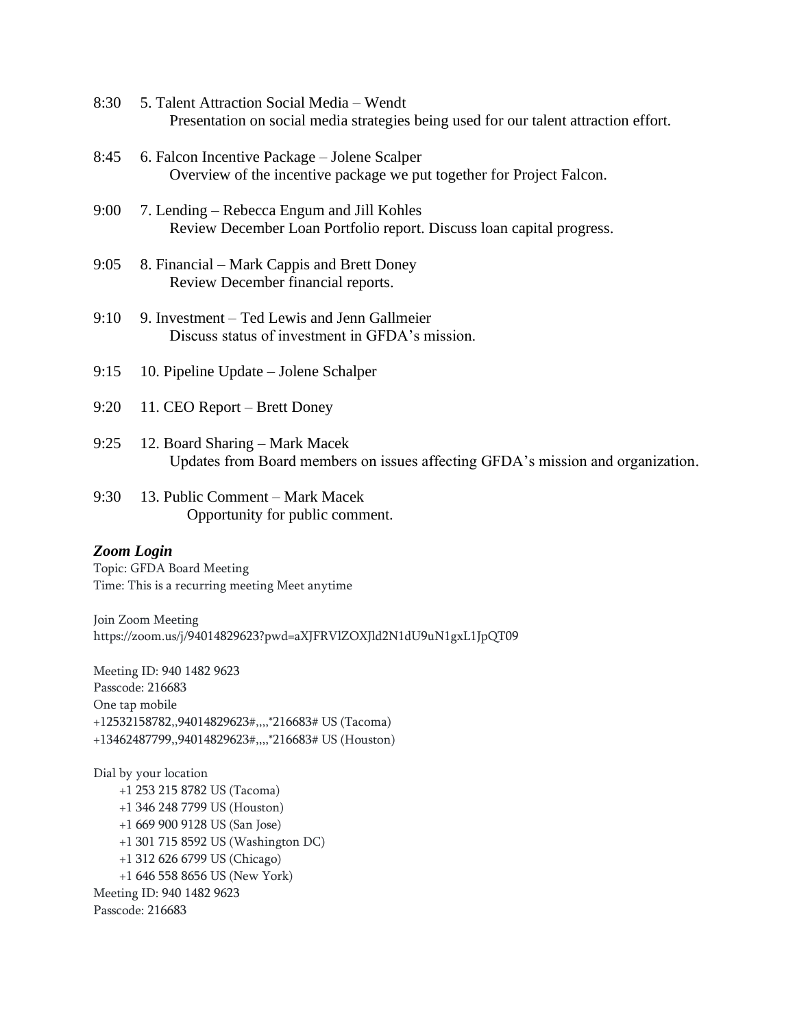8:30 5. Talent Attraction Social Media – Wendt
Presentation on social media strategies being used for our talent attraction effort.

8:45 6. Falcon Incentive Package – Jolene Scalper
Overview of the incentive package we put together for Project Falcon.

9:00 7. Lending – Rebecca Engum and Jill Kohles
Review December Loan Portfolio report. Discuss loan capital progress.

9:05 8. Financial – Mark Cappis and Brett Doney
Review December financial reports.

9:10 9. Investment – Ted Lewis and Jenn Gallmeier
Discuss status of investment in GFDA's mission.

9:15 10. Pipeline Update – Jolene Schalper

9:20 11. CEO Report – Brett Doney

9:25 12. Board Sharing – Mark Macek
Updates from Board members on issues affecting GFDA's mission and organization.

9:30 13. Public Comment – Mark Macek
Opportunity for public comment.

***Zoom Login***

Topic: GFDA Board Meeting
Time: This is a recurring meeting Meet anytime

Join Zoom Meeting
https://zoom.us/j/94014829623?pwd=aXJFRVlZOXJld2N1dU9uN1gxL1JpQT09

Meeting ID: 940 1482 9623
Passcode: 216683
One tap mobile
+12532158782,,94014829623#,,,,*216683# US (Tacoma)
+13462487799,,94014829623#,,,,*216683# US (Houston)

Dial by your location
+1 253 215 8782 US (Tacoma)
+1 346 248 7799 US (Houston)
+1 669 900 9128 US (San Jose)
+1 301 715 8592 US (Washington DC)
+1 312 626 6799 US (Chicago)
+1 646 558 8656 US (New York)
Meeting ID: 940 1482 9623
Passcode: 216683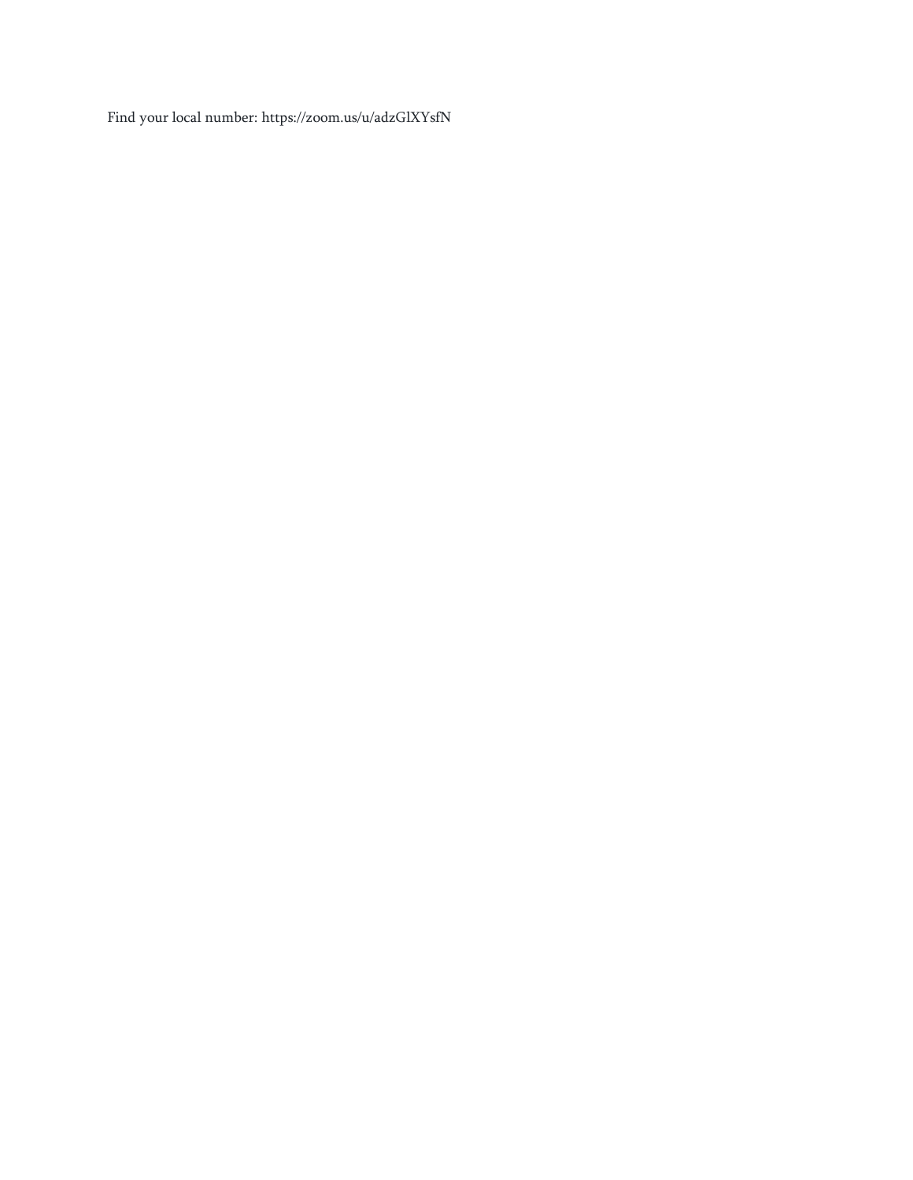Find your local number: https://zoom.us/u/adzGlXYsfN